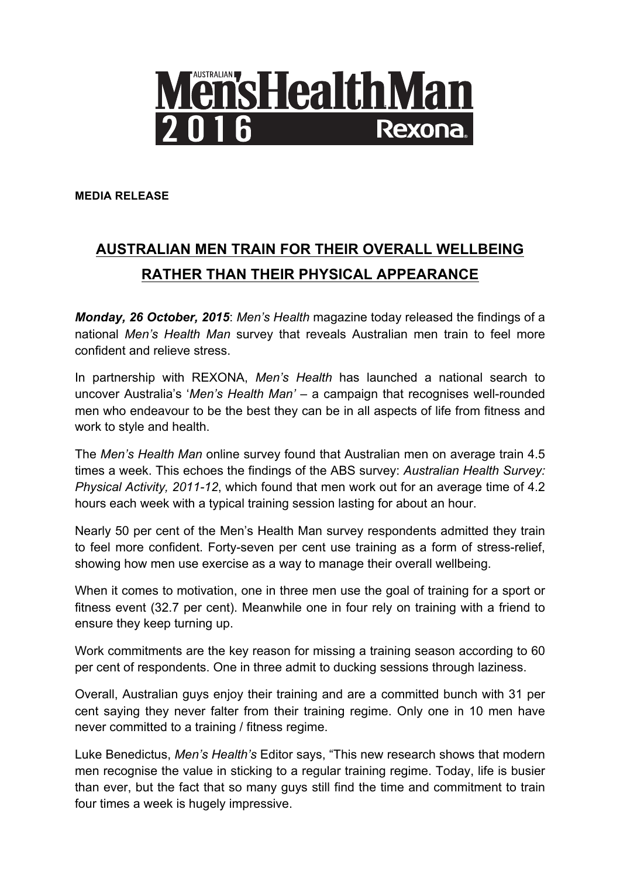# AUSTRALIAN Men'sHealthMan 2016 Rexona

**MEDIA RELEASE**

## AUSTRALIAN MEN TRAIN FOR THEIR OVERALL WELLBEING RATHER THAN THEIR PHYSICAL APPEARANCE

***Monday, 26 October, 2015***: *Men's Health* magazine today released the findings of a national *Men's Health Man* survey that reveals Australian men train to feel more confident and relieve stress.

In partnership with REXONA, *Men's Health* has launched a national search to uncover Australia's '*Men's Health Man'* – a campaign that recognises well-rounded men who endeavour to be the best they can be in all aspects of life from fitness and work to style and health.

The *Men's Health Man* online survey found that Australian men on average train 4.5 times a week. This echoes the findings of the ABS survey: *Australian Health Survey: Physical Activity, 2011-12*, which found that men work out for an average time of 4.2 hours each week with a typical training session lasting for about an hour.

Nearly 50 per cent of the Men's Health Man survey respondents admitted they train to feel more confident. Forty-seven per cent use training as a form of stress-relief, showing how men use exercise as a way to manage their overall wellbeing.

When it comes to motivation, one in three men use the goal of training for a sport or fitness event (32.7 per cent). Meanwhile one in four rely on training with a friend to ensure they keep turning up.

Work commitments are the key reason for missing a training season according to 60 per cent of respondents. One in three admit to ducking sessions through laziness.

Overall, Australian guys enjoy their training and are a committed bunch with 31 per cent saying they never falter from their training regime. Only one in 10 men have never committed to a training / fitness regime.

Luke Benedictus, *Men's Health's* Editor says, "This new research shows that modern men recognise the value in sticking to a regular training regime. Today, life is busier than ever, but the fact that so many guys still find the time and commitment to train four times a week is hugely impressive.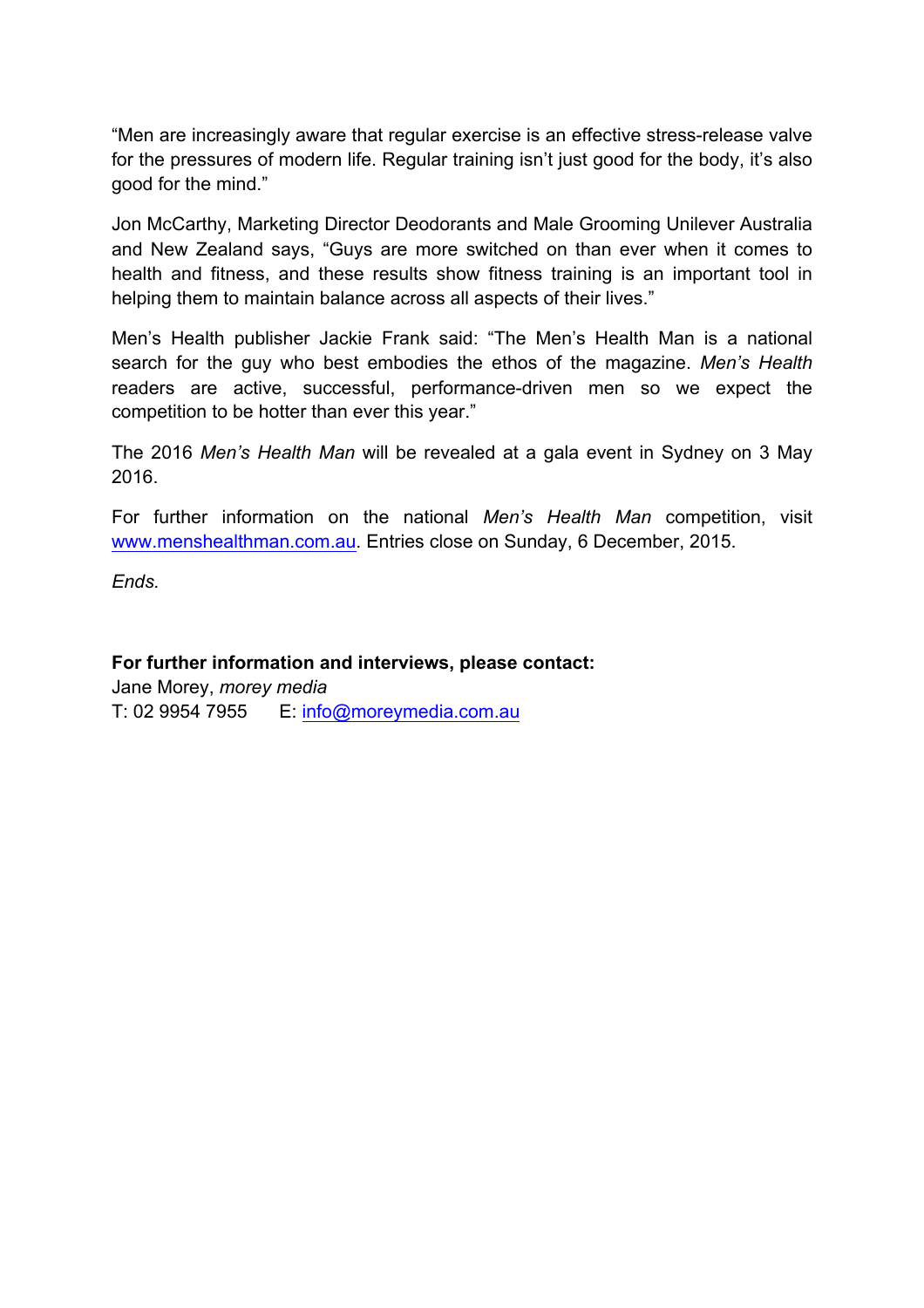"Men are increasingly aware that regular exercise is an effective stress-release valve for the pressures of modern life. Regular training isn't just good for the body, it's also good for the mind."

Jon McCarthy, Marketing Director Deodorants and Male Grooming Unilever Australia and New Zealand says, "Guys are more switched on than ever when it comes to health and fitness, and these results show fitness training is an important tool in helping them to maintain balance across all aspects of their lives."

Men's Health publisher Jackie Frank said: "The Men's Health Man is a national search for the guy who best embodies the ethos of the magazine. *Men's Health* readers are active, successful, performance-driven men so we expect the competition to be hotter than ever this year."

The 2016 *Men's Health Man* will be revealed at a gala event in Sydney on 3 May 2016.

For further information on the national *Men's Health Man* competition, visit [www.menshealthman.com.au](http://www.menshealthman.com.au). Entries close on Sunday, 6 December, 2015.

*Ends.*

**For further information and interviews, please contact:**
Jane Morey, *morey media*
T: 02 9954 7955 E: [info@moreymedia.com.au](mailto:info@moreymedia.com.au)